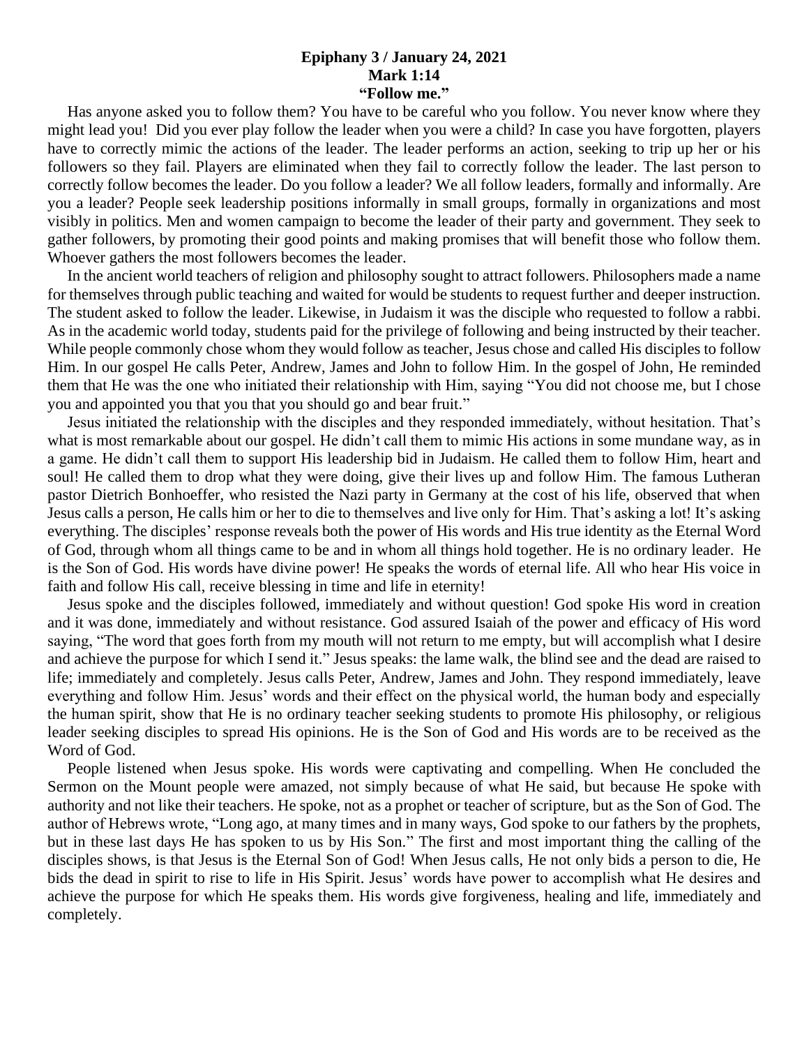**Epiphany 3 / January 24, 2021**
**Mark 1:14**
**"Follow me."**

Has anyone asked you to follow them? You have to be careful who you follow. You never know where they might lead you! Did you ever play follow the leader when you were a child? In case you have forgotten, players have to correctly mimic the actions of the leader. The leader performs an action, seeking to trip up her or his followers so they fail. Players are eliminated when they fail to correctly follow the leader. The last person to correctly follow becomes the leader. Do you follow a leader? We all follow leaders, formally and informally. Are you a leader? People seek leadership positions informally in small groups, formally in organizations and most visibly in politics. Men and women campaign to become the leader of their party and government. They seek to gather followers, by promoting their good points and making promises that will benefit those who follow them. Whoever gathers the most followers becomes the leader.

In the ancient world teachers of religion and philosophy sought to attract followers. Philosophers made a name for themselves through public teaching and waited for would be students to request further and deeper instruction. The student asked to follow the leader. Likewise, in Judaism it was the disciple who requested to follow a rabbi. As in the academic world today, students paid for the privilege of following and being instructed by their teacher. While people commonly chose whom they would follow as teacher, Jesus chose and called His disciples to follow Him. In our gospel He calls Peter, Andrew, James and John to follow Him. In the gospel of John, He reminded them that He was the one who initiated their relationship with Him, saying "You did not choose me, but I chose you and appointed you that you that you should go and bear fruit."

Jesus initiated the relationship with the disciples and they responded immediately, without hesitation. That's what is most remarkable about our gospel. He didn't call them to mimic His actions in some mundane way, as in a game. He didn't call them to support His leadership bid in Judaism. He called them to follow Him, heart and soul! He called them to drop what they were doing, give their lives up and follow Him. The famous Lutheran pastor Dietrich Bonhoeffer, who resisted the Nazi party in Germany at the cost of his life, observed that when Jesus calls a person, He calls him or her to die to themselves and live only for Him. That's asking a lot! It's asking everything. The disciples' response reveals both the power of His words and His true identity as the Eternal Word of God, through whom all things came to be and in whom all things hold together. He is no ordinary leader. He is the Son of God. His words have divine power! He speaks the words of eternal life. All who hear His voice in faith and follow His call, receive blessing in time and life in eternity!

Jesus spoke and the disciples followed, immediately and without question! God spoke His word in creation and it was done, immediately and without resistance. God assured Isaiah of the power and efficacy of His word saying, "The word that goes forth from my mouth will not return to me empty, but will accomplish what I desire and achieve the purpose for which I send it." Jesus speaks: the lame walk, the blind see and the dead are raised to life; immediately and completely. Jesus calls Peter, Andrew, James and John. They respond immediately, leave everything and follow Him. Jesus' words and their effect on the physical world, the human body and especially the human spirit, show that He is no ordinary teacher seeking students to promote His philosophy, or religious leader seeking disciples to spread His opinions. He is the Son of God and His words are to be received as the Word of God.

People listened when Jesus spoke. His words were captivating and compelling. When He concluded the Sermon on the Mount people were amazed, not simply because of what He said, but because He spoke with authority and not like their teachers. He spoke, not as a prophet or teacher of scripture, but as the Son of God. The author of Hebrews wrote, "Long ago, at many times and in many ways, God spoke to our fathers by the prophets, but in these last days He has spoken to us by His Son." The first and most important thing the calling of the disciples shows, is that Jesus is the Eternal Son of God! When Jesus calls, He not only bids a person to die, He bids the dead in spirit to rise to life in His Spirit. Jesus' words have power to accomplish what He desires and achieve the purpose for which He speaks them. His words give forgiveness, healing and life, immediately and completely.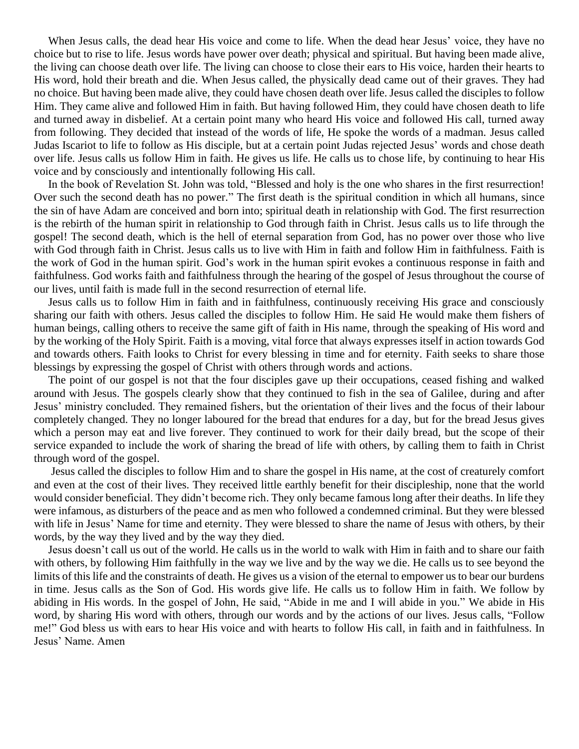When Jesus calls, the dead hear His voice and come to life. When the dead hear Jesus' voice, they have no choice but to rise to life. Jesus words have power over death; physical and spiritual. But having been made alive, the living can choose death over life. The living can choose to close their ears to His voice, harden their hearts to His word, hold their breath and die. When Jesus called, the physically dead came out of their graves. They had no choice. But having been made alive, they could have chosen death over life. Jesus called the disciples to follow Him. They came alive and followed Him in faith. But having followed Him, they could have chosen death to life and turned away in disbelief. At a certain point many who heard His voice and followed His call, turned away from following. They decided that instead of the words of life, He spoke the words of a madman. Jesus called Judas Iscariot to life to follow as His disciple, but at a certain point Judas rejected Jesus' words and chose death over life. Jesus calls us follow Him in faith. He gives us life. He calls us to chose life, by continuing to hear His voice and by consciously and intentionally following His call.

In the book of Revelation St. John was told, "Blessed and holy is the one who shares in the first resurrection! Over such the second death has no power." The first death is the spiritual condition in which all humans, since the sin of have Adam are conceived and born into; spiritual death in relationship with God. The first resurrection is the rebirth of the human spirit in relationship to God through faith in Christ. Jesus calls us to life through the gospel! The second death, which is the hell of eternal separation from God, has no power over those who live with God through faith in Christ. Jesus calls us to live with Him in faith and follow Him in faithfulness. Faith is the work of God in the human spirit. God's work in the human spirit evokes a continuous response in faith and faithfulness. God works faith and faithfulness through the hearing of the gospel of Jesus throughout the course of our lives, until faith is made full in the second resurrection of eternal life.

Jesus calls us to follow Him in faith and in faithfulness, continuously receiving His grace and consciously sharing our faith with others. Jesus called the disciples to follow Him. He said He would make them fishers of human beings, calling others to receive the same gift of faith in His name, through the speaking of His word and by the working of the Holy Spirit. Faith is a moving, vital force that always expresses itself in action towards God and towards others. Faith looks to Christ for every blessing in time and for eternity. Faith seeks to share those blessings by expressing the gospel of Christ with others through words and actions.

The point of our gospel is not that the four disciples gave up their occupations, ceased fishing and walked around with Jesus. The gospels clearly show that they continued to fish in the sea of Galilee, during and after Jesus' ministry concluded. They remained fishers, but the orientation of their lives and the focus of their labour completely changed. They no longer laboured for the bread that endures for a day, but for the bread Jesus gives which a person may eat and live forever. They continued to work for their daily bread, but the scope of their service expanded to include the work of sharing the bread of life with others, by calling them to faith in Christ through word of the gospel.

Jesus called the disciples to follow Him and to share the gospel in His name, at the cost of creaturely comfort and even at the cost of their lives. They received little earthly benefit for their discipleship, none that the world would consider beneficial. They didn't become rich. They only became famous long after their deaths. In life they were infamous, as disturbers of the peace and as men who followed a condemned criminal. But they were blessed with life in Jesus' Name for time and eternity. They were blessed to share the name of Jesus with others, by their words, by the way they lived and by the way they died.

Jesus doesn't call us out of the world. He calls us in the world to walk with Him in faith and to share our faith with others, by following Him faithfully in the way we live and by the way we die. He calls us to see beyond the limits of this life and the constraints of death. He gives us a vision of the eternal to empower us to bear our burdens in time. Jesus calls as the Son of God. His words give life. He calls us to follow Him in faith. We follow by abiding in His words. In the gospel of John, He said, "Abide in me and I will abide in you." We abide in His word, by sharing His word with others, through our words and by the actions of our lives. Jesus calls, "Follow me!" God bless us with ears to hear His voice and with hearts to follow His call, in faith and in faithfulness. In Jesus' Name. Amen